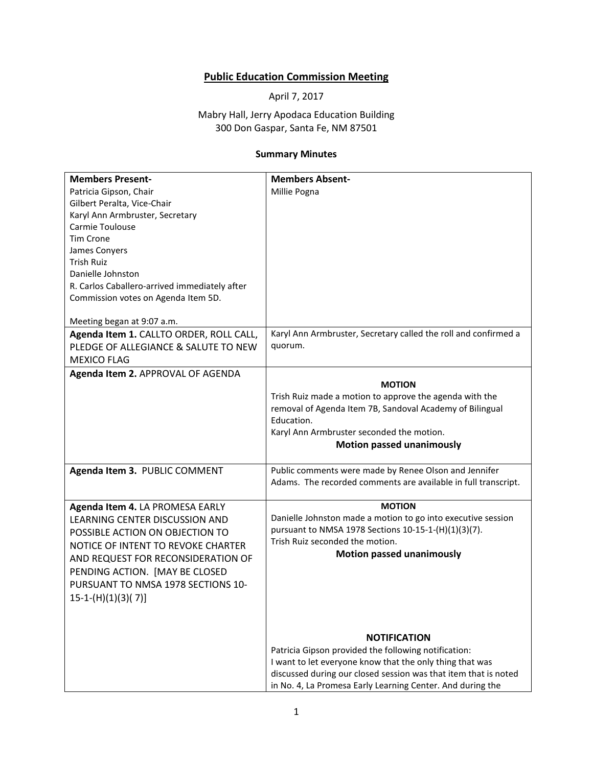# Public Education Commission Meeting

April 7, 2017

Mabry Hall, Jerry Apodaca Education Building
300 Don Gaspar, Santa Fe, NM 87501

### Summary Minutes

| **Members Present-** Patricia Gipson, Chair<br>Gilbert Peralta, Vice-Chair<br>Karyl Ann Armbruster, Secretary<br>Carmie Toulouse<br>Tim Crone<br>James Conyers<br>Trish Ruiz<br>Danielle Johnston<br>R. Carlos Caballero-arrived immediately after Commission votes on Agenda Item 5D.<br><br>Meeting began at 9:07 a.m. | **Members Absent-** Millie Pogna |
|---|---|
| **Agenda Item 1.** CALLTO ORDER, ROLL CALL, PLEDGE OF ALLEGIANCE & SALUTE TO NEW MEXICO FLAG | Karyl Ann Armbruster, Secretary called the roll and confirmed a quorum. |
| **Agenda Item 2.** APPROVAL OF AGENDA | **MOTION**<br>Trish Ruiz made a motion to approve the agenda with the removal of Agenda Item 7B, Sandoval Academy of Bilingual Education.<br>Karyl Ann Armbruster seconded the motion.<br>**Motion passed unanimously** |
| **Agenda Item 3.** PUBLIC COMMENT | Public comments were made by Renee Olson and Jennifer Adams. The recorded comments are available in full transcript. |
| **Agenda Item 4.** LA PROMESA EARLY LEARNING CENTER DISCUSSION AND POSSIBLE ACTION ON OBJECTION TO NOTICE OF INTENT TO REVOKE CHARTER AND REQUEST FOR RECONSIDERATION OF PENDING ACTION. [MAY BE CLOSED PURSUANT TO NMSA 1978 SECTIONS 10-15-1-(H)(1)(3)( 7)] | **MOTION**<br>Danielle Johnston made a motion to go into executive session pursuant to NMSA 1978 Sections 10-15-1-(H)(1)(3)(7).<br>Trish Ruiz seconded the motion.<br>**Motion passed unanimously**<br><br>**NOTIFICATION**<br>Patricia Gipson provided the following notification:<br>I want to let everyone know that the only thing that was discussed during our closed session was that item that is noted in No. 4, La Promesa Early Learning Center. And during the |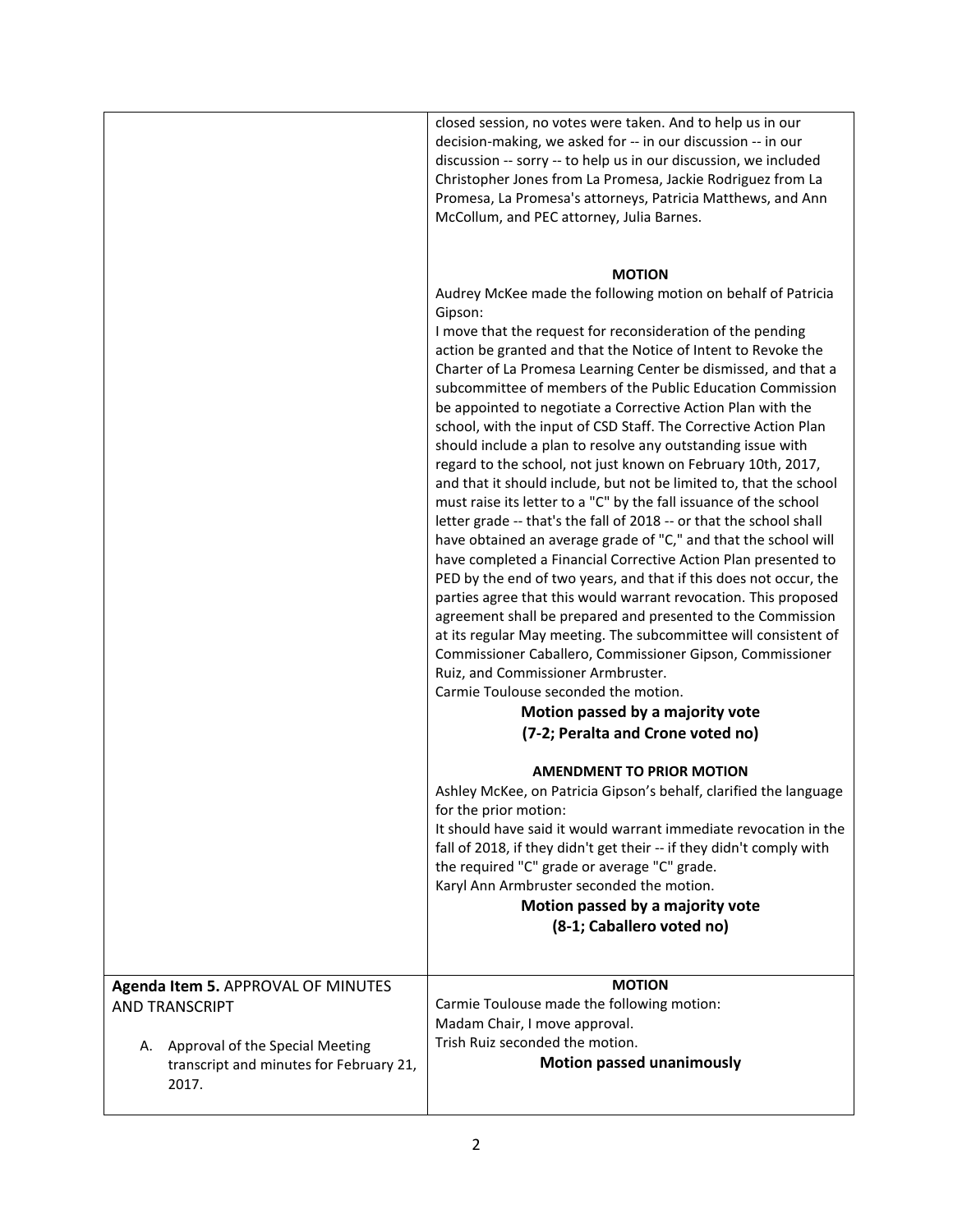| | |
|---|---|
| | closed session, no votes were taken. And to help us in our decision-making, we asked for -- in our discussion -- in our discussion -- sorry -- to help us in our discussion, we included Christopher Jones from La Promesa, Jackie Rodriguez from La Promesa, La Promesa's attorneys, Patricia Matthews, and Ann McCollum, and PEC attorney, Julia Barnes.<br><br>**MOTION**<br>Audrey McKee made the following motion on behalf of Patricia Gipson:<br>I move that the request for reconsideration of the pending action be granted and that the Notice of Intent to Revoke the Charter of La Promesa Learning Center be dismissed, and that a subcommittee of members of the Public Education Commission be appointed to negotiate a Corrective Action Plan with the school, with the input of CSD Staff. The Corrective Action Plan should include a plan to resolve any outstanding issue with regard to the school, not just known on February 10th, 2017, and that it should include, but not be limited to, that the school must raise its letter to a "C" by the fall issuance of the school letter grade -- that's the fall of 2018 -- or that the school shall have obtained an average grade of "C," and that the school will have completed a Financial Corrective Action Plan presented to PED by the end of two years, and that if this does not occur, the parties agree that this would warrant revocation. This proposed agreement shall be prepared and presented to the Commission at its regular May meeting. The subcommittee will consistent of Commissioner Caballero, Commissioner Gipson, Commissioner Ruiz, and Commissioner Armbruster.<br>Carmie Toulouse seconded the motion.<br>**Motion passed by a majority vote (7-2; Peralta and Crone voted no)**<br><br>**AMENDMENT TO PRIOR MOTION**<br>Ashley McKee, on Patricia Gipson's behalf, clarified the language for the prior motion:<br>It should have said it would warrant immediate revocation in the fall of 2018, if they didn't get their -- if they didn't comply with the required "C" grade or average "C" grade.<br>Karyl Ann Armbruster seconded the motion.<br>**Motion passed by a majority vote (8-1; Caballero voted no)** |
| **Agenda Item 5.** APPROVAL OF MINUTES AND TRANSCRIPT<br><br>A. Approval of the Special Meeting transcript and minutes for February 21, 2017. | **MOTION**<br>Carmie Toulouse made the following motion:<br>Madam Chair, I move approval.<br>Trish Ruiz seconded the motion.<br>**Motion passed unanimously** |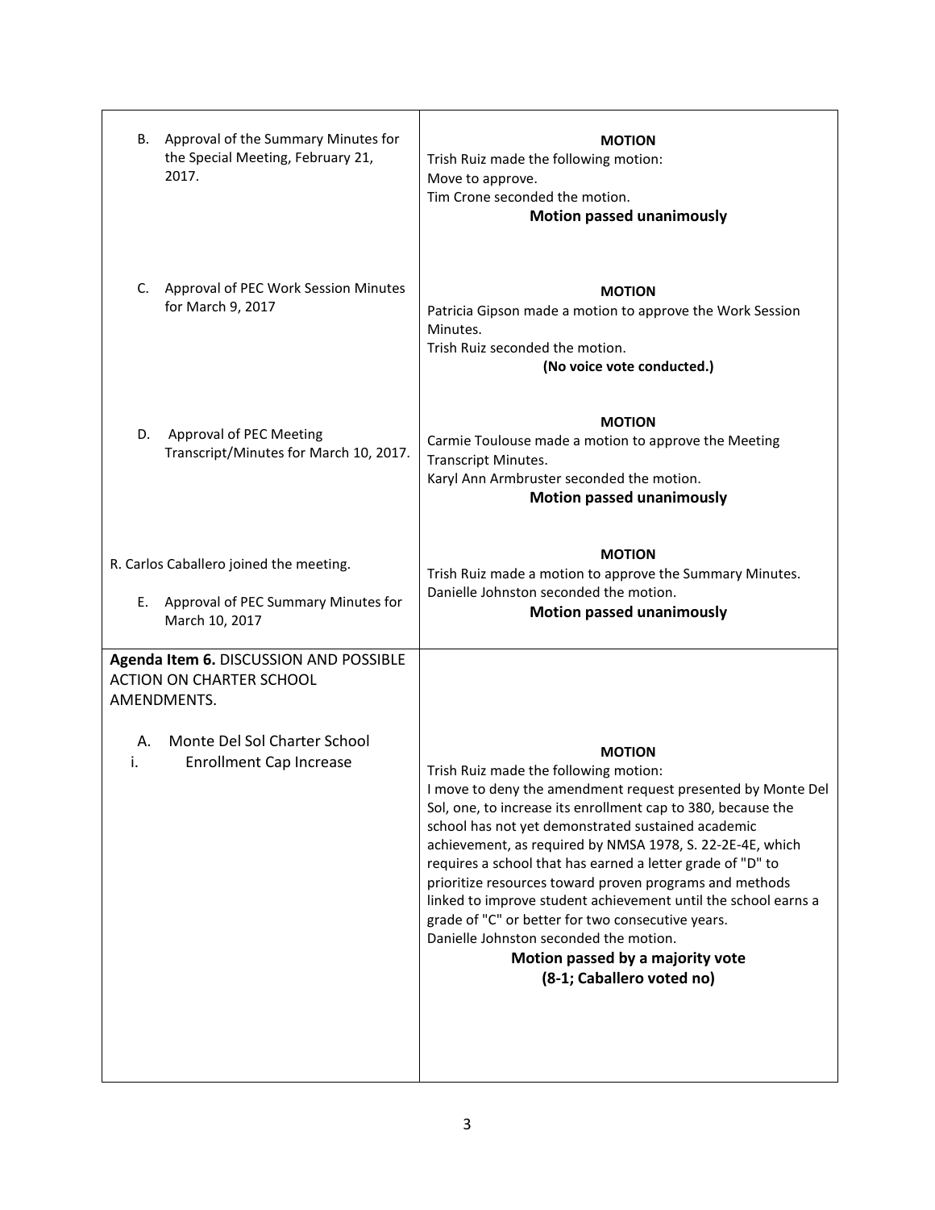| | |
|---|---|
| B. Approval of the Summary Minutes for the Special Meeting, February 21, 2017. | **MOTION**<br>Trish Ruiz made the following motion:<br>Move to approve.<br>Tim Crone seconded the motion.<br>**Motion passed unanimously** |
| C. Approval of PEC Work Session Minutes for March 9, 2017 | **MOTION**<br>Patricia Gipson made a motion to approve the Work Session Minutes.<br>Trish Ruiz seconded the motion.<br>**(No voice vote conducted.)** |
| D. Approval of PEC Meeting Transcript/Minutes for March 10, 2017. | **MOTION**<br>Carmie Toulouse made a motion to approve the Meeting Transcript Minutes.<br>Karyl Ann Armbruster seconded the motion.<br>**Motion passed unanimously** |
| R. Carlos Caballero joined the meeting.<br><br>E. Approval of PEC Summary Minutes for March 10, 2017 | **MOTION**<br>Trish Ruiz made a motion to approve the Summary Minutes.<br>Danielle Johnston seconded the motion.<br>**Motion passed unanimously** |
| **Agenda Item 6.** DISCUSSION AND POSSIBLE ACTION ON CHARTER SCHOOL AMENDMENTS.<br><br>A. Monte Del Sol Charter School<br>i. Enrollment Cap Increase | **MOTION**<br>Trish Ruiz made the following motion:<br>I move to deny the amendment request presented by Monte Del Sol, one, to increase its enrollment cap to 380, because the school has not yet demonstrated sustained academic achievement, as required by NMSA 1978, S. 22-2E-4E, which requires a school that has earned a letter grade of "D" to prioritize resources toward proven programs and methods linked to improve student achievement until the school earns a grade of "C" or better for two consecutive years.<br>Danielle Johnston seconded the motion.<br>**Motion passed by a majority vote**<br>**(8-1; Caballero voted no)** |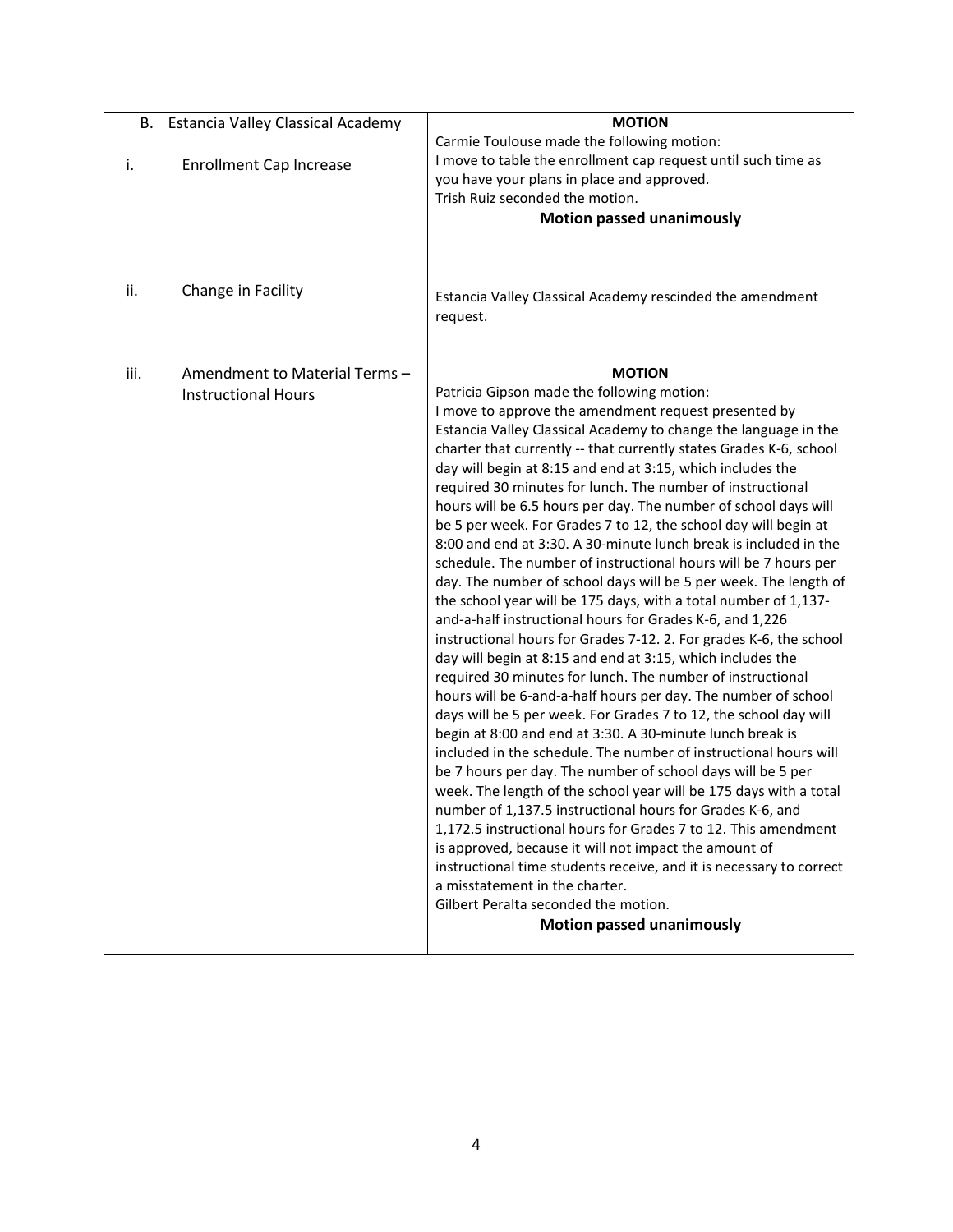| B. Estancia Valley Classical Academy | **MOTION** |
|---|---|
| i. Enrollment Cap Increase | Carmie Toulouse made the following motion:<br>I move to table the enrollment cap request until such time as you have your plans in place and approved.<br>Trish Ruiz seconded the motion.<br>**Motion passed unanimously** |
| ii. Change in Facility | Estancia Valley Classical Academy rescinded the amendment request. |
| iii. Amendment to Material Terms – Instructional Hours | **MOTION**<br>Patricia Gipson made the following motion:<br>I move to approve the amendment request presented by Estancia Valley Classical Academy to change the language in the charter that currently -- that currently states Grades K-6, school day will begin at 8:15 and end at 3:15, which includes the required 30 minutes for lunch. The number of instructional hours will be 6.5 hours per day. The number of school days will be 5 per week. For Grades 7 to 12, the school day will begin at 8:00 and end at 3:30. A 30-minute lunch break is included in the schedule. The number of instructional hours will be 7 hours per day. The number of school days will be 5 per week. The length of the school year will be 175 days, with a total number of 1,137-and-a-half instructional hours for Grades K-6, and 1,226 instructional hours for Grades 7-12. 2. For grades K-6, the school day will begin at 8:15 and end at 3:15, which includes the required 30 minutes for lunch. The number of instructional hours will be 6-and-a-half hours per day. The number of school days will be 5 per week. For Grades 7 to 12, the school day will begin at 8:00 and end at 3:30. A 30-minute lunch break is included in the schedule. The number of instructional hours will be 7 hours per day. The number of school days will be 5 per week. The length of the school year will be 175 days with a total number of 1,137.5 instructional hours for Grades K-6, and 1,172.5 instructional hours for Grades 7 to 12. This amendment is approved, because it will not impact the amount of instructional time students receive, and it is necessary to correct a misstatement in the charter.<br>Gilbert Peralta seconded the motion.<br>**Motion passed unanimously** |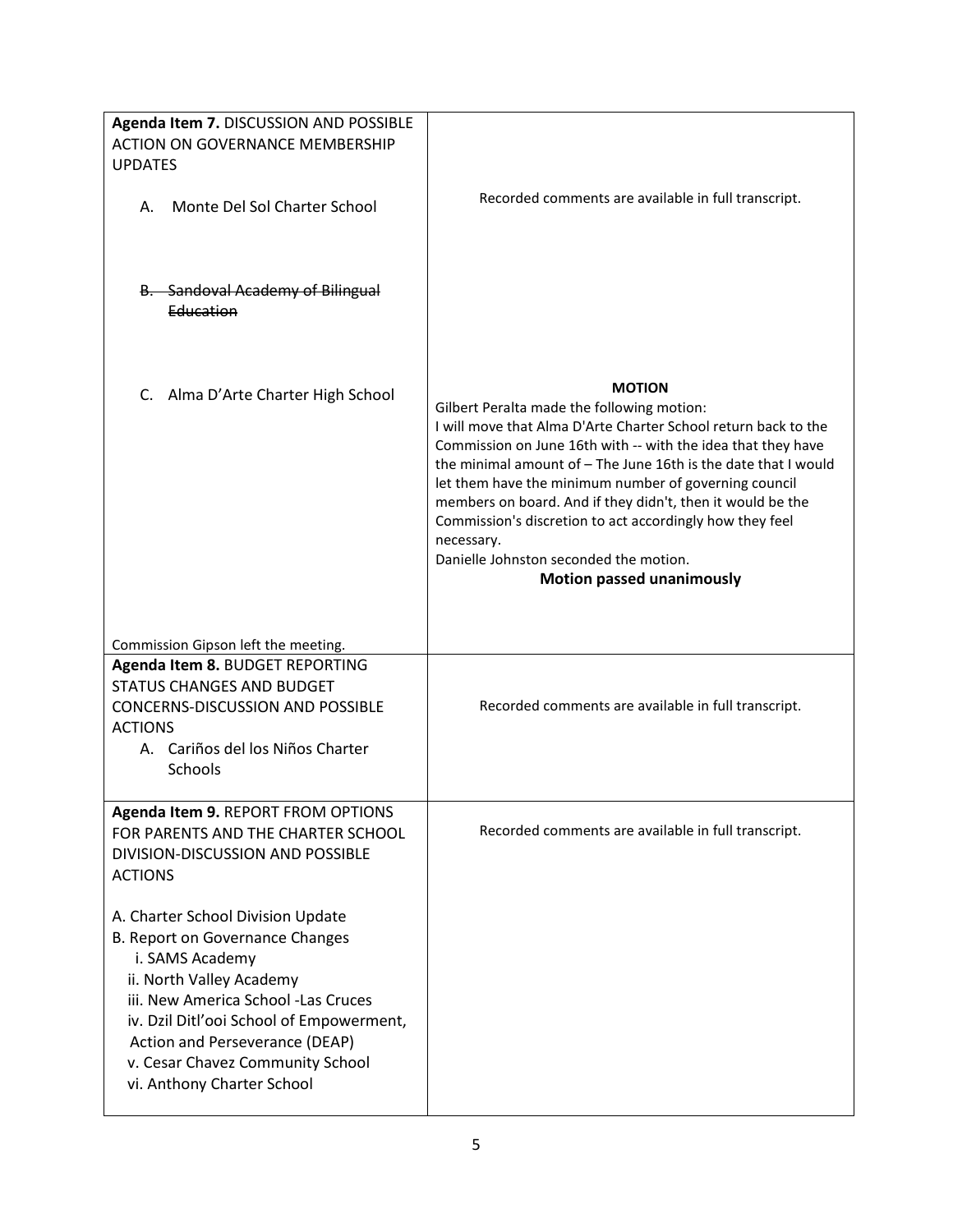| | |
|---|---|
| **Agenda Item 7.** DISCUSSION AND POSSIBLE ACTION ON GOVERNANCE MEMBERSHIP UPDATES<br><br>A. Monte Del Sol Charter School<br><br>~~B. Sandoval Academy of Bilingual Education~~<br><br>C. Alma D'Arte Charter High School<br><br>Commission Gipson left the meeting. | Recorded comments are available in full transcript.<br><br>**MOTION**<br>Gilbert Peralta made the following motion:<br>I will move that Alma D'Arte Charter School return back to the Commission on June 16th with -- with the idea that they have the minimal amount of – The June 16th is the date that I would let them have the minimum number of governing council members on board. And if they didn't, then it would be the Commission's discretion to act accordingly how they feel necessary.<br>Danielle Johnston seconded the motion.<br>**Motion passed unanimously** |
| **Agenda Item 8.** BUDGET REPORTING STATUS CHANGES AND BUDGET CONCERNS-DISCUSSION AND POSSIBLE ACTIONS<br>A. Cariños del los Niños Charter Schools | Recorded comments are available in full transcript. |
| **Agenda Item 9.** REPORT FROM OPTIONS FOR PARENTS AND THE CHARTER SCHOOL DIVISION-DISCUSSION AND POSSIBLE ACTIONS<br><br>A. Charter School Division Update<br>B. Report on Governance Changes<br>i. SAMS Academy<br>ii. North Valley Academy<br>iii. New America School -Las Cruces<br>iv. Dzil Ditl'ooi School of Empowerment, Action and Perseverance (DEAP)<br>v. Cesar Chavez Community School<br>vi. Anthony Charter School | Recorded comments are available in full transcript. |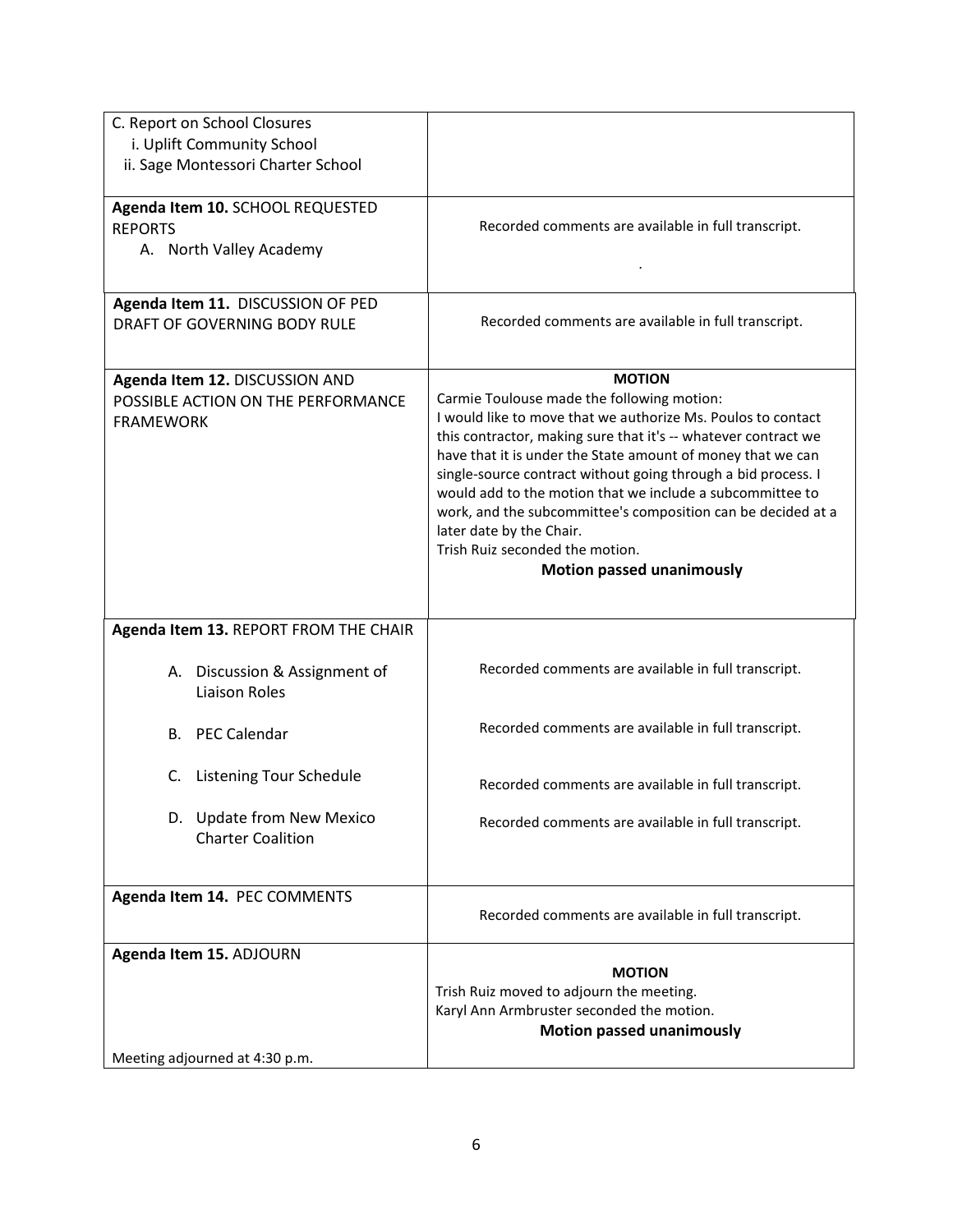| | |
|---|---|
| C. Report on School Closures<br>i. Uplift Community School<br>ii. Sage Montessori Charter School | |
| **Agenda Item 10.** SCHOOL REQUESTED REPORTS<br>A. North Valley Academy | Recorded comments are available in full transcript.<br>. |
| **Agenda Item 11.** DISCUSSION OF PED DRAFT OF GOVERNING BODY RULE | Recorded comments are available in full transcript. |
| **Agenda Item 12.** DISCUSSION AND POSSIBLE ACTION ON THE PERFORMANCE FRAMEWORK | **MOTION**<br>Carmie Toulouse made the following motion:<br>I would like to move that we authorize Ms. Poulos to contact this contractor, making sure that it's -- whatever contract we have that it is under the State amount of money that we can single-source contract without going through a bid process. I would add to the motion that we include a subcommittee to work, and the subcommittee's composition can be decided at a later date by the Chair.<br>Trish Ruiz seconded the motion.<br>**Motion passed unanimously** |
| **Agenda Item 13.** REPORT FROM THE CHAIR | |
| A. Discussion & Assignment of Liaison Roles | Recorded comments are available in full transcript. |
| B. PEC Calendar | Recorded comments are available in full transcript. |
| C. Listening Tour Schedule | Recorded comments are available in full transcript. |
| D. Update from New Mexico Charter Coalition | Recorded comments are available in full transcript. |
| **Agenda Item 14.** PEC COMMENTS | Recorded comments are available in full transcript. |
| **Agenda Item 15.** ADJOURN<br><br>Meeting adjourned at 4:30 p.m. | **MOTION**<br>Trish Ruiz moved to adjourn the meeting.<br>Karyl Ann Armbruster seconded the motion.<br>**Motion passed unanimously** |